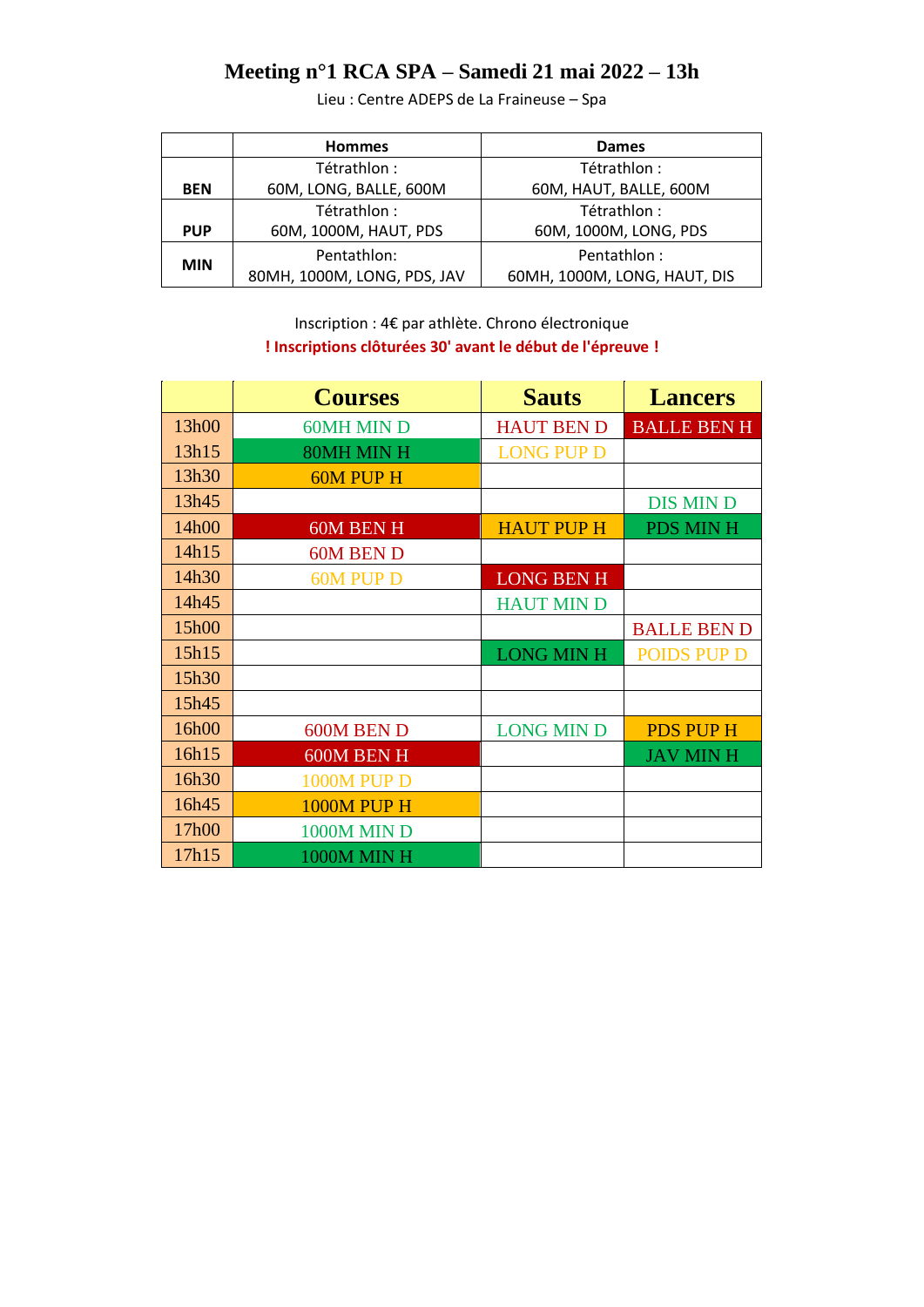# Meeting n°1 RCA SPA – Samedi 21 mai 2022 – 13h

Lieu : Centre ADEPS de La Fraineuse – Spa

| | Hommes | Dames |
|---|---|---|
| **BEN** | Tétrathlon : 60M, LONG, BALLE, 600M | Tétrathlon : 60M, HAUT, BALLE, 600M |
| **PUP** | Tétrathlon : 60M, 1000M, HAUT, PDS | Tétrathlon : 60M, 1000M, LONG, PDS |
| **MIN** | Pentathlon: 80MH, 1000M, LONG, PDS, JAV | Pentathlon : 60MH, 1000M, LONG, HAUT, DIS |

Inscription : 4€ par athlète. Chrono électronique

**! Inscriptions clôturées 30' avant le début de l'épreuve !**

| | Courses | Sauts | Lancers |
|---|---|---|---|
| 13h00 | 60MH MIN D | HAUT BEN D | BALLE BEN H |
| 13h15 | 80MH MIN H | LONG PUP D | |
| 13h30 | 60M PUP H | | |
| 13h45 | | | DIS MIN D |
| 14h00 | 60M BEN H | HAUT PUP H | PDS MIN H |
| 14h15 | 60M BEN D | | |
| 14h30 | 60M PUP D | LONG BEN H | |
| 14h45 | | HAUT MIN D | |
| 15h00 | | | BALLE BEN D |
| 15h15 | | LONG MIN H | POIDS PUP D |
| 15h30 | | | |
| 15h45 | | | |
| 16h00 | 600M BEN D | LONG MIN D | PDS PUP H |
| 16h15 | 600M BEN H | | JAV MIN H |
| 16h30 | 1000M PUP D | | |
| 16h45 | 1000M PUP H | | |
| 17h00 | 1000M MIN D | | |
| 17h15 | 1000M MIN H | | |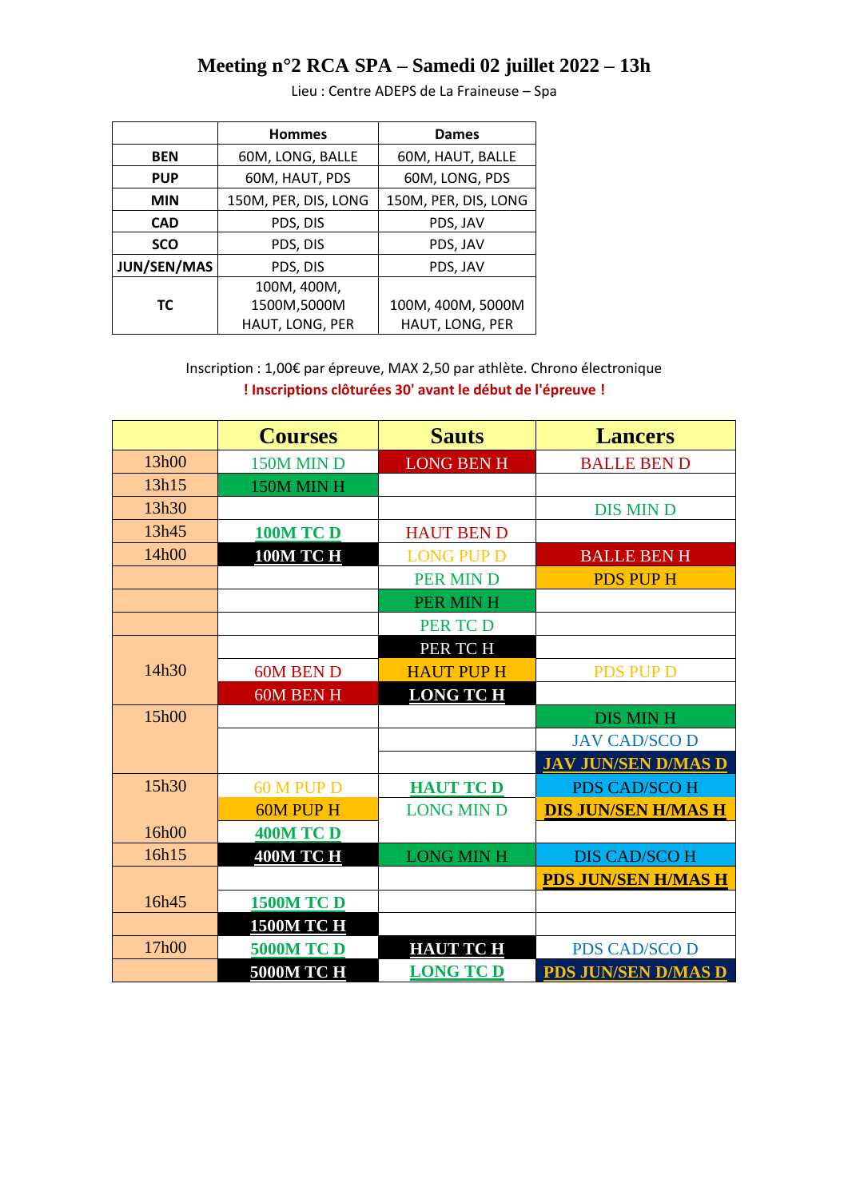# Meeting n°2 RCA SPA – Samedi 02 juillet 2022 – 13h

Lieu : Centre ADEPS de La Fraineuse – Spa

| | Hommes | Dames |
|---|---|---|
| **BEN** | 60M, LONG, BALLE | 60M, HAUT, BALLE |
| **PUP** | 60M, HAUT, PDS | 60M, LONG, PDS |
| **MIN** | 150M, PER, DIS, LONG | 150M, PER, DIS, LONG |
| **CAD** | PDS, DIS | PDS, JAV |
| **SCO** | PDS, DIS | PDS, JAV |
| **JUN/SEN/MAS** | PDS, DIS | PDS, JAV |
| **TC** | 100M, 400M, 1500M,5000M HAUT, LONG, PER | 100M, 400M, 5000M HAUT, LONG, PER |

Inscription : 1,00€ par épreuve, MAX 2,50 par athlète. Chrono électronique

**! Inscriptions clôturées 30' avant le début de l'épreuve !**

| | Courses | Sauts | Lancers |
|---|---|---|---|
| 13h00 | 150M MIN D | LONG BEN H | BALLE BEN D |
| 13h15 | 150M MIN H | | |
| 13h30 | | | DIS MIN D |
| 13h45 | **100M TC D** | HAUT BEN D | |
| 14h00 | **100M TC H** | LONG PUP D | BALLE BEN H |
| | | PER MIN D | PDS PUP H |
| | | PER MIN H | |
| | | PER TC D | |
| | | PER TC H | |
| 14h30 | 60M BEN D | HAUT PUP H | PDS PUP D |
| | 60M BEN H | **LONG TC H** | |
| 15h00 | | | DIS MIN H |
| | | | JAV CAD/SCO D |
| | | | **JAV JUN/SEN D/MAS D** |
| 15h30 | 60 M PUP D | **HAUT TC D** | PDS CAD/SCO H |
| | 60M PUP H | LONG MIN D | **DIS JUN/SEN H/MAS H** |
| 16h00 | **400M TC D** | | |
| 16h15 | **400M TC H** | LONG MIN H | DIS CAD/SCO H |
| | | | **PDS JUN/SEN H/MAS H** |
| 16h45 | **1500M TC D** | | |
| | **1500M TC H** | | |
| 17h00 | **5000M TC D** | **HAUT TC H** | PDS CAD/SCO D |
| | **5000M TC H** | **LONG TC D** | **PDS JUN/SEN D/MAS D** |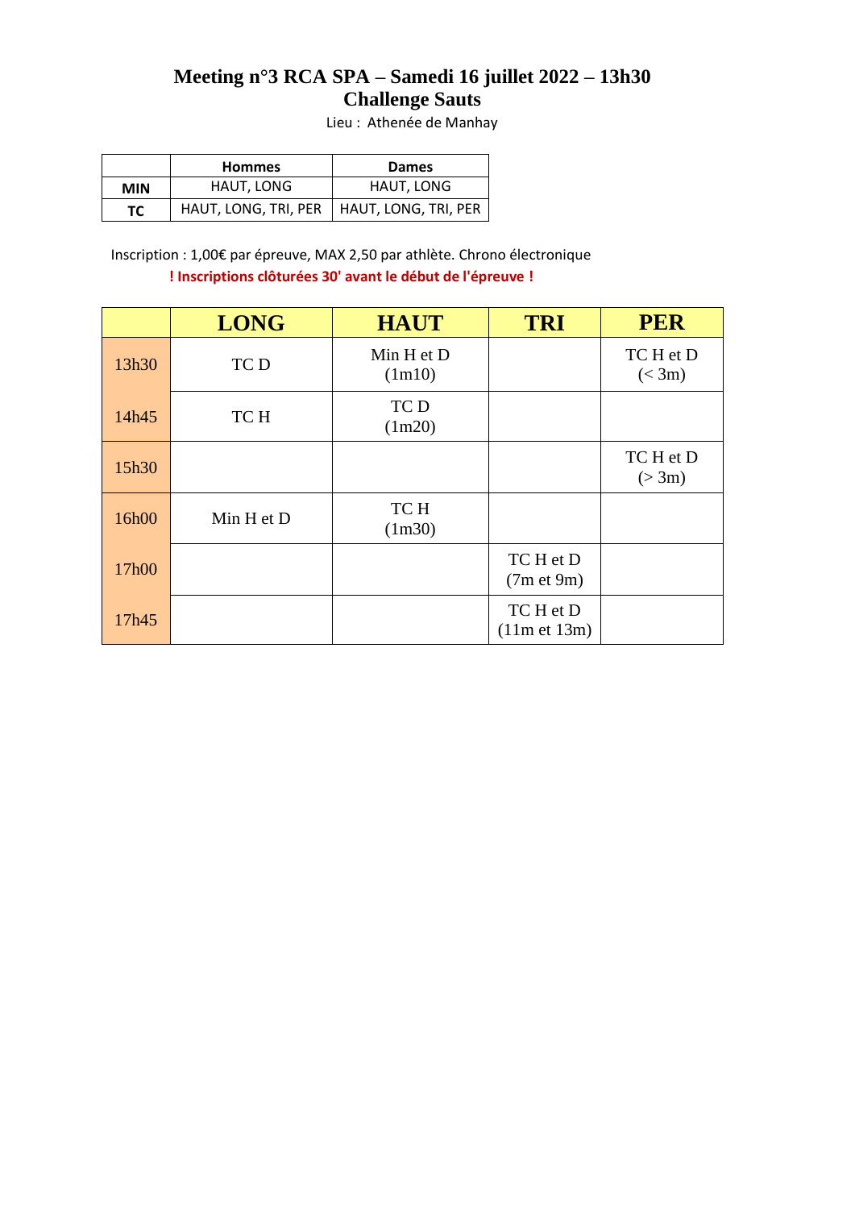# Meeting n°3 RCA SPA – Samedi 16 juillet 2022 – 13h30
## Challenge Sauts

Lieu : Athenée de Manhay

| | Hommes | Dames |
|---|---|---|
| **MIN** | HAUT, LONG | HAUT, LONG |
| **TC** | HAUT, LONG, TRI, PER | HAUT, LONG, TRI, PER |

Inscription : 1,00€ par épreuve, MAX 2,50 par athlète. Chrono électronique

**! Inscriptions clôturées 30' avant le début de l'épreuve !**

| | LONG | HAUT | TRI | PER |
|---|---|---|---|---|
| 13h30 | TC D | Min H et D (1m10) | | TC H et D (< 3m) |
| 14h45 | TC H | TC D (1m20) | | |
| 15h30 | | | | TC H et D (> 3m) |
| 16h00 | Min H et D | TC H (1m30) | | |
| 17h00 | | | TC H et D (7m et 9m) | |
| 17h45 | | | TC H et D (11m et 13m) | |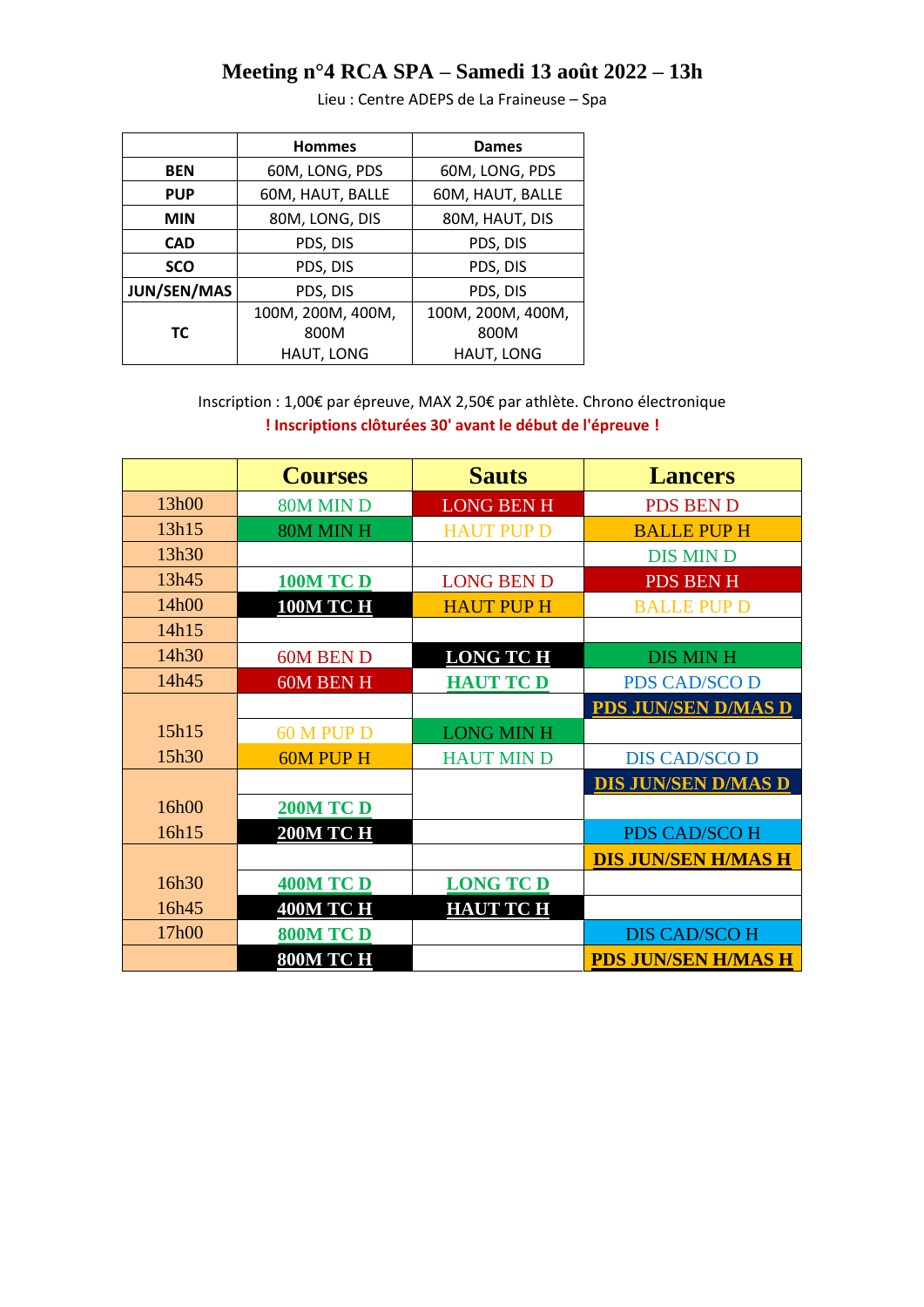# Meeting n°4 RCA SPA – Samedi 13 août 2022 – 13h

Lieu : Centre ADEPS de La Fraineuse – Spa

| | Hommes | Dames |
|---|---|---|
| **BEN** | 60M, LONG, PDS | 60M, LONG, PDS |
| **PUP** | 60M, HAUT, BALLE | 60M, HAUT, BALLE |
| **MIN** | 80M, LONG, DIS | 80M, HAUT, DIS |
| **CAD** | PDS, DIS | PDS, DIS |
| **SCO** | PDS, DIS | PDS, DIS |
| **JUN/SEN/MAS** | PDS, DIS | PDS, DIS |
| **TC** | 100M, 200M, 400M, 800M HAUT, LONG | 100M, 200M, 400M, 800M HAUT, LONG |

Inscription : 1,00€ par épreuve, MAX 2,50€ par athlète. Chrono électronique

**! Inscriptions clôturées 30' avant le début de l'épreuve !**

| | Courses | Sauts | Lancers |
|---|---|---|---|
| 13h00 | 80M MIN D | LONG BEN H | PDS BEN D |
| 13h15 | 80M MIN H | HAUT PUP D | BALLE PUP H |
| 13h30 | | | DIS MIN D |
| 13h45 | **100M TC D** | LONG BEN D | PDS BEN H |
| 14h00 | **100M TC H** | HAUT PUP H | BALLE PUP D |
| 14h15 | | | |
| 14h30 | 60M BEN D | **LONG TC H** | DIS MIN H |
| 14h45 | 60M BEN H | **HAUT TC D** | PDS CAD/SCO D |
| | | | **PDS JUN/SEN D/MAS D** |
| 15h15 | 60 M PUP D | LONG MIN H | |
| 15h30 | 60M PUP H | HAUT MIN D | DIS CAD/SCO D |
| | | | **DIS JUN/SEN D/MAS D** |
| 16h00 | **200M TC D** | | |
| 16h15 | **200M TC H** | | PDS CAD/SCO H |
| | | | **DIS JUN/SEN H/MAS H** |
| 16h30 | **400M TC D** | **LONG TC D** | |
| 16h45 | **400M TC H** | **HAUT TC H** | |
| 17h00 | **800M TC D** | | DIS CAD/SCO H |
| | **800M TC H** | | **PDS JUN/SEN H/MAS H** |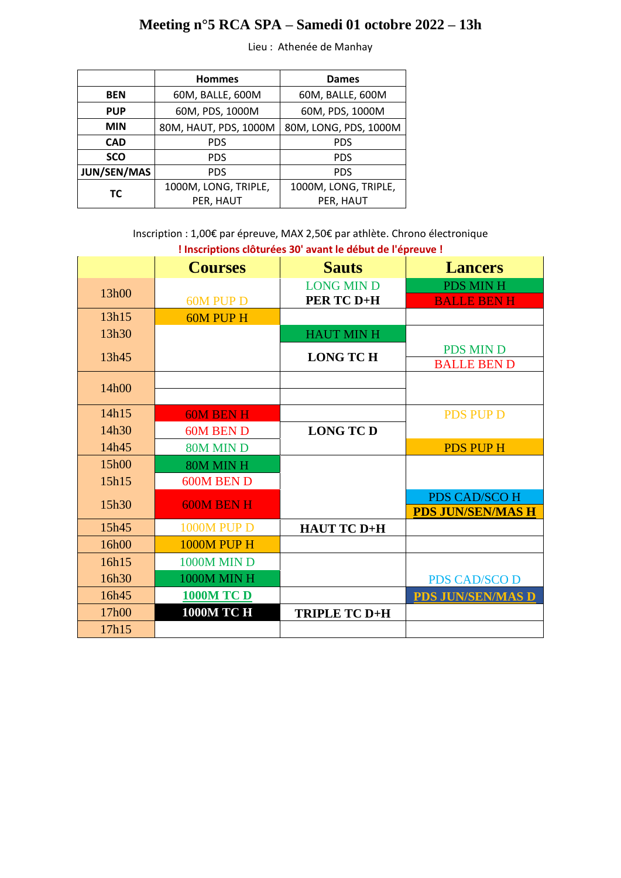# Meeting n°5 RCA SPA – Samedi 01 octobre 2022 – 13h

Lieu : Athenée de Manhay

| | Hommes | Dames |
|---|---|---|
| **BEN** | 60M, BALLE, 600M | 60M, BALLE, 600M |
| **PUP** | 60M, PDS, 1000M | 60M, PDS, 1000M |
| **MIN** | 80M, HAUT, PDS, 1000M | 80M, LONG, PDS, 1000M |
| **CAD** | PDS | PDS |
| **SCO** | PDS | PDS |
| **JUN/SEN/MAS** | PDS | PDS |
| **TC** | 1000M, LONG, TRIPLE, PER, HAUT | 1000M, LONG, TRIPLE, PER, HAUT |

Inscription : 1,00€ par épreuve, MAX 2,50€ par athlète. Chrono électronique

**! Inscriptions clôturées 30' avant le début de l'épreuve !**

| | Courses | Sauts | Lancers |
|---|---|---|---|
| 13h00 | 60M PUP D | LONG MIN D<br>**PER TC D+H** | PDS MIN H<br>BALLE BEN H |
| 13h15 | 60M PUP H | | |
| 13h30 | | HAUT MIN H | |
| 13h45 | | **LONG TC H** | PDS MIN D<br>BALLE BEN D |
| 14h00 | | | |
| 14h15 | 60M BEN H | | PDS PUP D |
| 14h30 | 60M BEN D | **LONG TC D** | |
| 14h45 | 80M MIN D | | PDS PUP H |
| 15h00 | 80M MIN H | | |
| 15h15 | 600M BEN D | | |
| 15h30 | 600M BEN H | | PDS CAD/SCO H<br>**PDS JUN/SEN/MAS H** |
| 15h45 | 1000M PUP D | **HAUT TC D+H** | |
| 16h00 | 1000M PUP H | | |
| 16h15 | 1000M MIN D | | |
| 16h30 | 1000M MIN H | | PDS CAD/SCO D |
| 16h45 | **1000M TC D** | | **PDS JUN/SEN/MAS D** |
| 17h00 | **1000M TC H** | **TRIPLE TC D+H** | |
| 17h15 | | | |